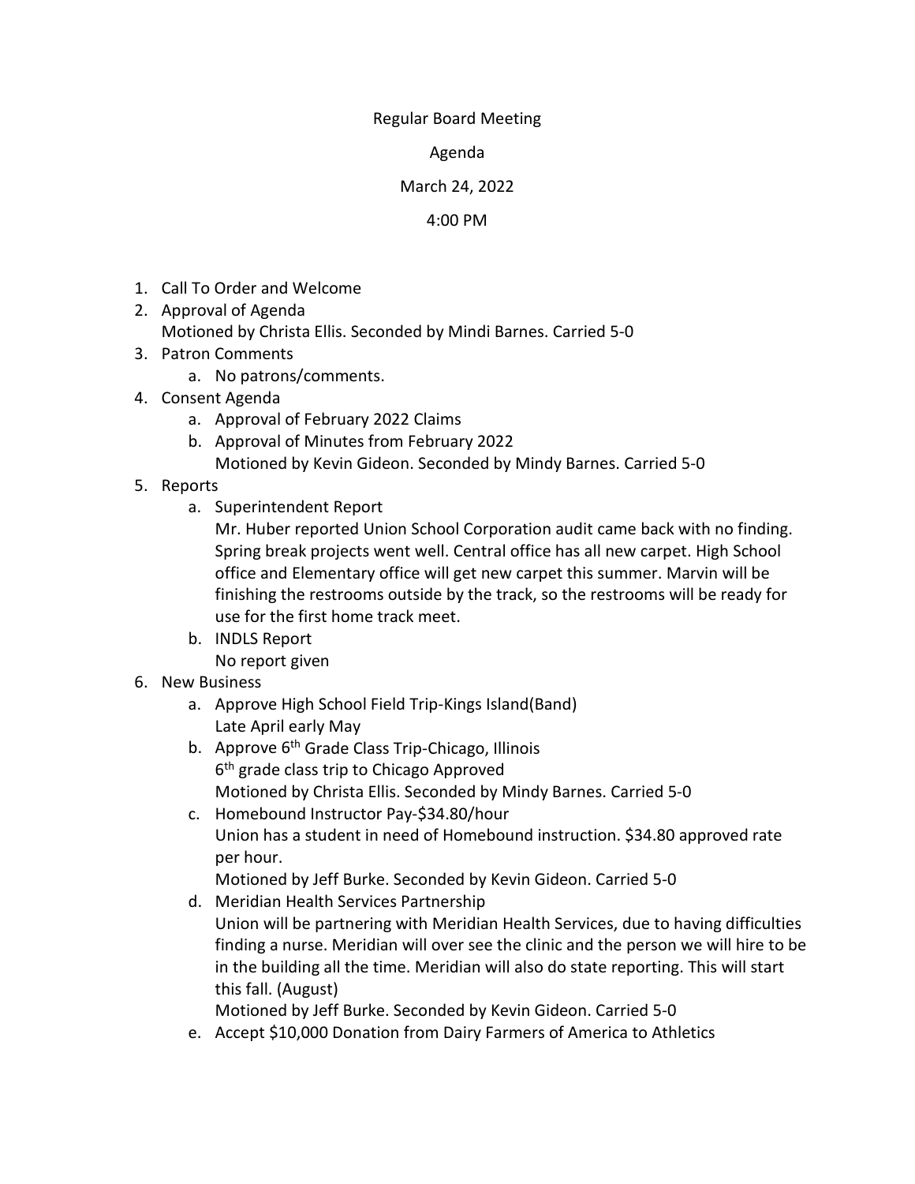Regular Board Meeting

Agenda

March 24, 2022

4:00 PM

1. Call To Order and Welcome
2. Approval of Agenda
   Motioned by Christa Ellis. Seconded by Mindi Barnes. Carried 5-0
3. Patron Comments
   a. No patrons/comments.
4. Consent Agenda
   a. Approval of February 2022 Claims
   b. Approval of Minutes from February 2022
      Motioned by Kevin Gideon. Seconded by Mindy Barnes. Carried 5-0
5. Reports
   a. Superintendent Report
      Mr. Huber reported Union School Corporation audit came back with no finding. Spring break projects went well. Central office has all new carpet. High School office and Elementary office will get new carpet this summer. Marvin will be finishing the restrooms outside by the track, so the restrooms will be ready for use for the first home track meet.
   b. INDLS Report
      No report given
6. New Business
   a. Approve High School Field Trip-Kings Island(Band)
      Late April early May
   b. Approve 6th Grade Class Trip-Chicago, Illinois
      6th grade class trip to Chicago Approved
      Motioned by Christa Ellis. Seconded by Mindy Barnes. Carried 5-0
   c. Homebound Instructor Pay-$34.80/hour
      Union has a student in need of Homebound instruction. $34.80 approved rate per hour.
      Motioned by Jeff Burke. Seconded by Kevin Gideon. Carried 5-0
   d. Meridian Health Services Partnership
      Union will be partnering with Meridian Health Services, due to having difficulties finding a nurse. Meridian will over see the clinic and the person we will hire to be in the building all the time. Meridian will also do state reporting. This will start this fall. (August)
      Motioned by Jeff Burke. Seconded by Kevin Gideon. Carried 5-0
   e. Accept $10,000 Donation from Dairy Farmers of America to Athletics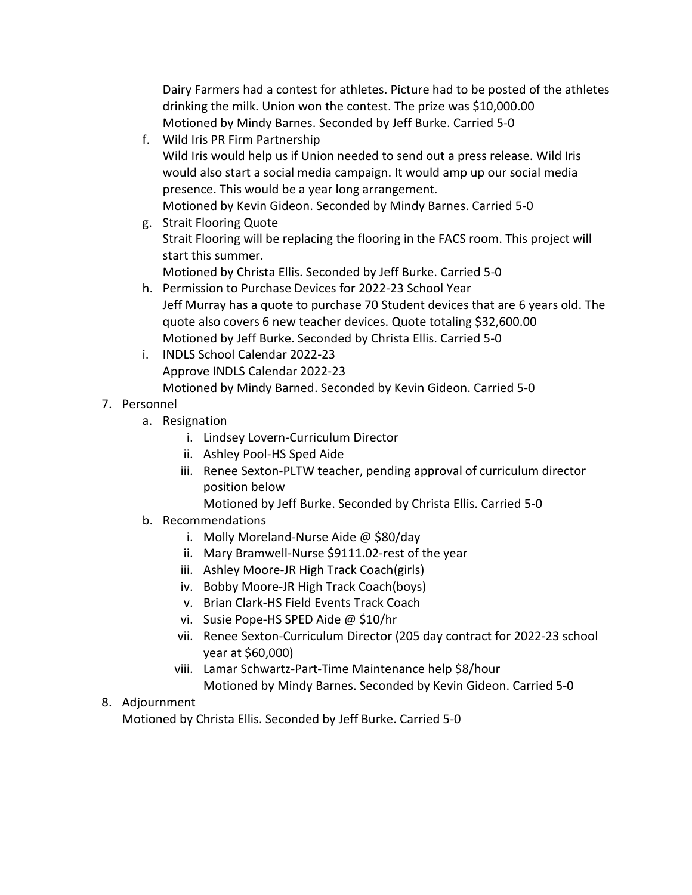Dairy Farmers had a contest for athletes. Picture had to be posted of the athletes drinking the milk. Union won the contest. The prize was $10,000.00
Motioned by Mindy Barnes. Seconded by Jeff Burke. Carried 5-0

f. Wild Iris PR Firm Partnership
Wild Iris would help us if Union needed to send out a press release. Wild Iris would also start a social media campaign. It would amp up our social media presence. This would be a year long arrangement.
Motioned by Kevin Gideon. Seconded by Mindy Barnes. Carried 5-0

g. Strait Flooring Quote
Strait Flooring will be replacing the flooring in the FACS room. This project will start this summer.
Motioned by Christa Ellis. Seconded by Jeff Burke. Carried 5-0

h. Permission to Purchase Devices for 2022-23 School Year
Jeff Murray has a quote to purchase 70 Student devices that are 6 years old. The quote also covers 6 new teacher devices. Quote totaling $32,600.00
Motioned by Jeff Burke. Seconded by Christa Ellis. Carried 5-0

i. INDLS School Calendar 2022-23
Approve INDLS Calendar 2022-23
Motioned by Mindy Barned. Seconded by Kevin Gideon. Carried 5-0

7. Personnel
   a. Resignation
      i. Lindsey Lovern-Curriculum Director
      ii. Ashley Pool-HS Sped Aide
      iii. Renee Sexton-PLTW teacher, pending approval of curriculum director position below
      Motioned by Jeff Burke. Seconded by Christa Ellis. Carried 5-0
   b. Recommendations
      i. Molly Moreland-Nurse Aide @ $80/day
      ii. Mary Bramwell-Nurse $9111.02-rest of the year
      iii. Ashley Moore-JR High Track Coach(girls)
      iv. Bobby Moore-JR High Track Coach(boys)
      v. Brian Clark-HS Field Events Track Coach
      vi. Susie Pope-HS SPED Aide @ $10/hr
      vii. Renee Sexton-Curriculum Director (205 day contract for 2022-23 school year at $60,000)
      viii. Lamar Schwartz-Part-Time Maintenance help $8/hour
      Motioned by Mindy Barnes. Seconded by Kevin Gideon. Carried 5-0

8. Adjournment
Motioned by Christa Ellis. Seconded by Jeff Burke. Carried 5-0